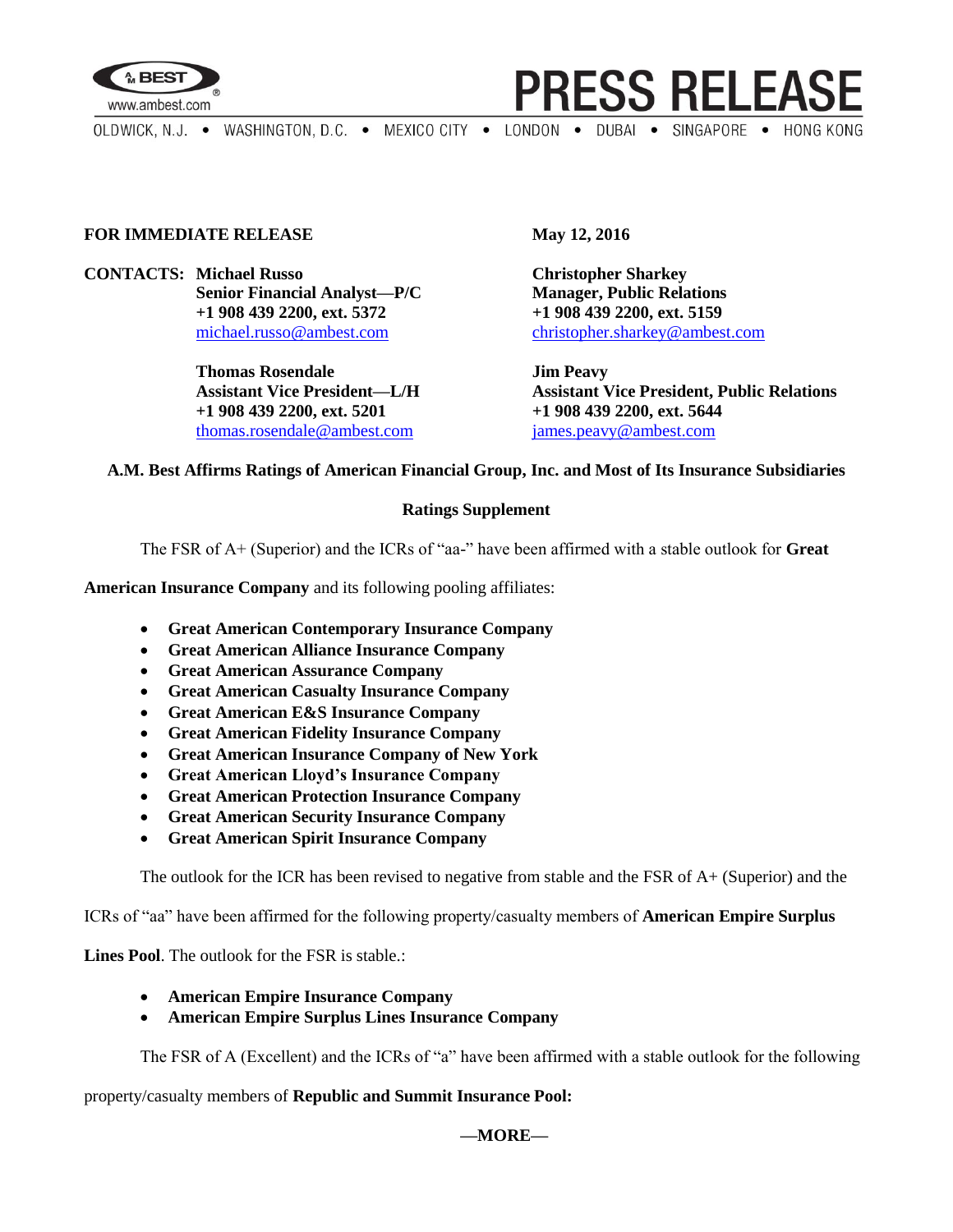**PRESS RELEASE**

OLDWICK, N.J. • WASHINGTON, D.C. • MEXICO CITY • LONDON • DUBAI • SINGAPORE • HONG KONG

**FOR IMMEDIATE RELEASE** **May 12, 2016**

**CONTACTS:**

**Michael Russo**
**Senior Financial Analyst—P/C**
**+1 908 439 2200, ext. 5372**
michael.russo@ambest.com

**Christopher Sharkey**
**Manager, Public Relations**
**+1 908 439 2200, ext. 5159**
christopher.sharkey@ambest.com

**Thomas Rosendale**
**Assistant Vice President—L/H**
**+1 908 439 2200, ext. 5201**
thomas.rosendale@ambest.com

**Jim Peavy**
**Assistant Vice President, Public Relations**
**+1 908 439 2200, ext. 5644**
james.peavy@ambest.com

## A.M. Best Affirms Ratings of American Financial Group, Inc. and Most of Its Insurance Subsidiaries

### Ratings Supplement

The FSR of A+ (Superior) and the ICRs of "aa-" have been affirmed with a stable outlook for **Great American Insurance Company** and its following pooling affiliates:

- **Great American Contemporary Insurance Company**
- **Great American Alliance Insurance Company**
- **Great American Assurance Company**
- **Great American Casualty Insurance Company**
- **Great American E&S Insurance Company**
- **Great American Fidelity Insurance Company**
- **Great American Insurance Company of New York**
- **Great American Lloyd's Insurance Company**
- **Great American Protection Insurance Company**
- **Great American Security Insurance Company**
- **Great American Spirit Insurance Company**

The outlook for the ICR has been revised to negative from stable and the FSR of A+ (Superior) and the ICRs of "aa" have been affirmed for the following property/casualty members of **American Empire Surplus Lines Pool**. The outlook for the FSR is stable.:

- **American Empire Insurance Company**
- **American Empire Surplus Lines Insurance Company**

The FSR of A (Excellent) and the ICRs of "a" have been affirmed with a stable outlook for the following property/casualty members of **Republic and Summit Insurance Pool:**

**—MORE—**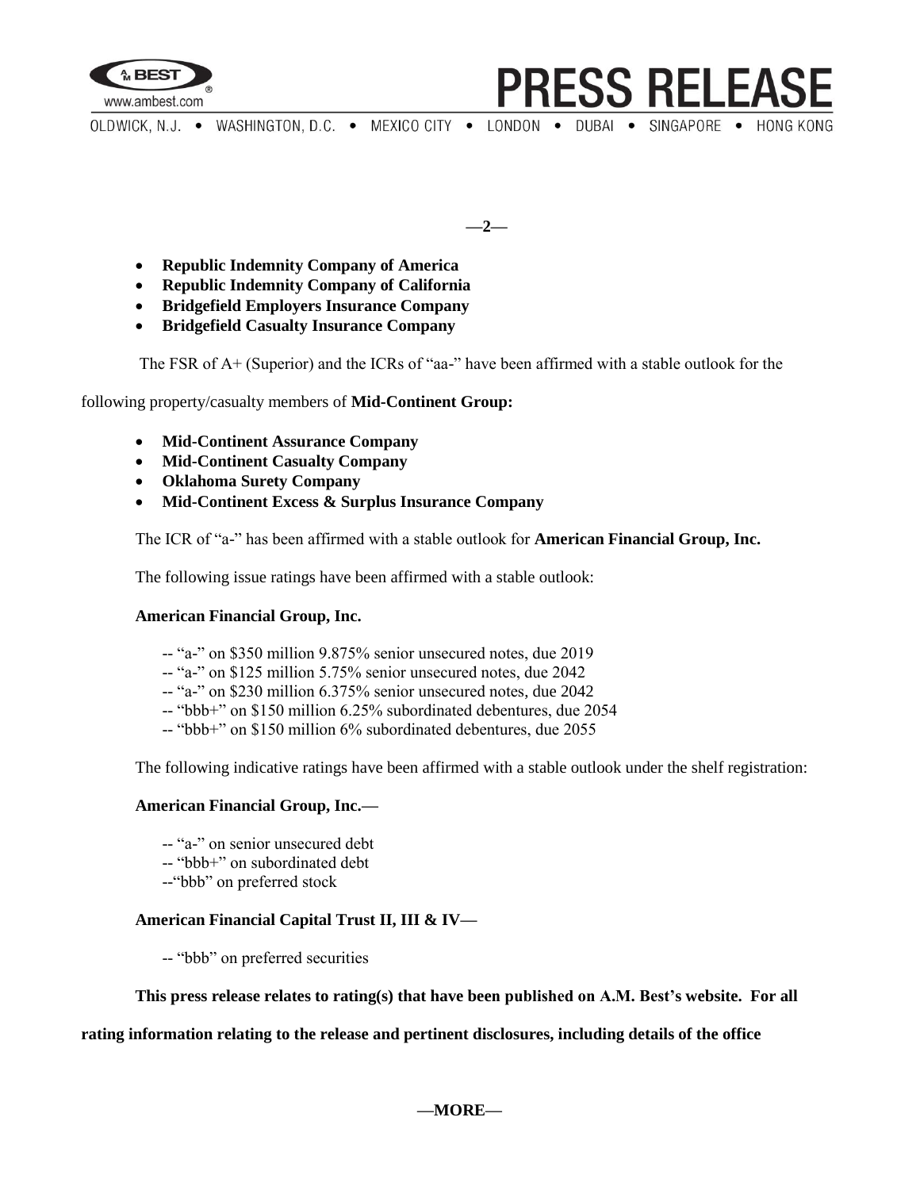- **Republic Indemnity Company of America**
- **Republic Indemnity Company of California**
- **Bridgefield Employers Insurance Company**
- **Bridgefield Casualty Insurance Company**

The FSR of A+ (Superior) and the ICRs of "aa-" have been affirmed with a stable outlook for the following property/casualty members of **Mid-Continent Group:**

- **Mid-Continent Assurance Company**
- **Mid-Continent Casualty Company**
- **Oklahoma Surety Company**
- **Mid-Continent Excess & Surplus Insurance Company**

The ICR of "a-" has been affirmed with a stable outlook for **American Financial Group, Inc.**

The following issue ratings have been affirmed with a stable outlook:

**American Financial Group, Inc.**

-- "a-" on $350 million 9.875% senior unsecured notes, due 2019
-- "a-" on $125 million 5.75% senior unsecured notes, due 2042
-- "a-" on $230 million 6.375% senior unsecured notes, due 2042
-- "bbb+" on $150 million 6.25% subordinated debentures, due 2054
-- "bbb+" on $150 million 6% subordinated debentures, due 2055

The following indicative ratings have been affirmed with a stable outlook under the shelf registration:

**American Financial Group, Inc.—**

-- "a-" on senior unsecured debt
-- "bbb+" on subordinated debt
--"bbb" on preferred stock

**American Financial Capital Trust II, III & IV—**

-- "bbb" on preferred securities

**This press release relates to rating(s) that have been published on A.M. Best's website. For all rating information relating to the release and pertinent disclosures, including details of the office**

**—MORE—**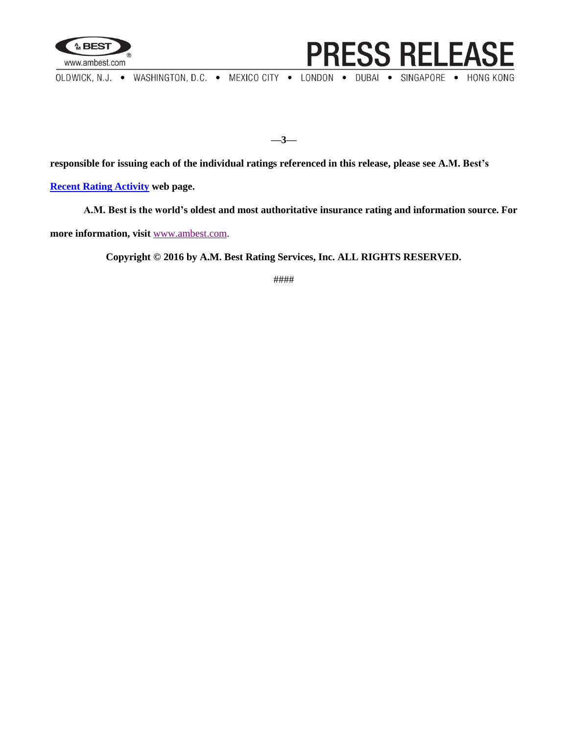**responsible for issuing each of the individual ratings referenced in this release, please see A.M. Best's [Recent Rating Activity](#) web page.**

**A.M. Best is the world's oldest and most authoritative insurance rating and information source. For more information, visit** www.ambest.com.

**Copyright © 2016 by A.M. Best Rating Services, Inc. ALL RIGHTS RESERVED.**

####